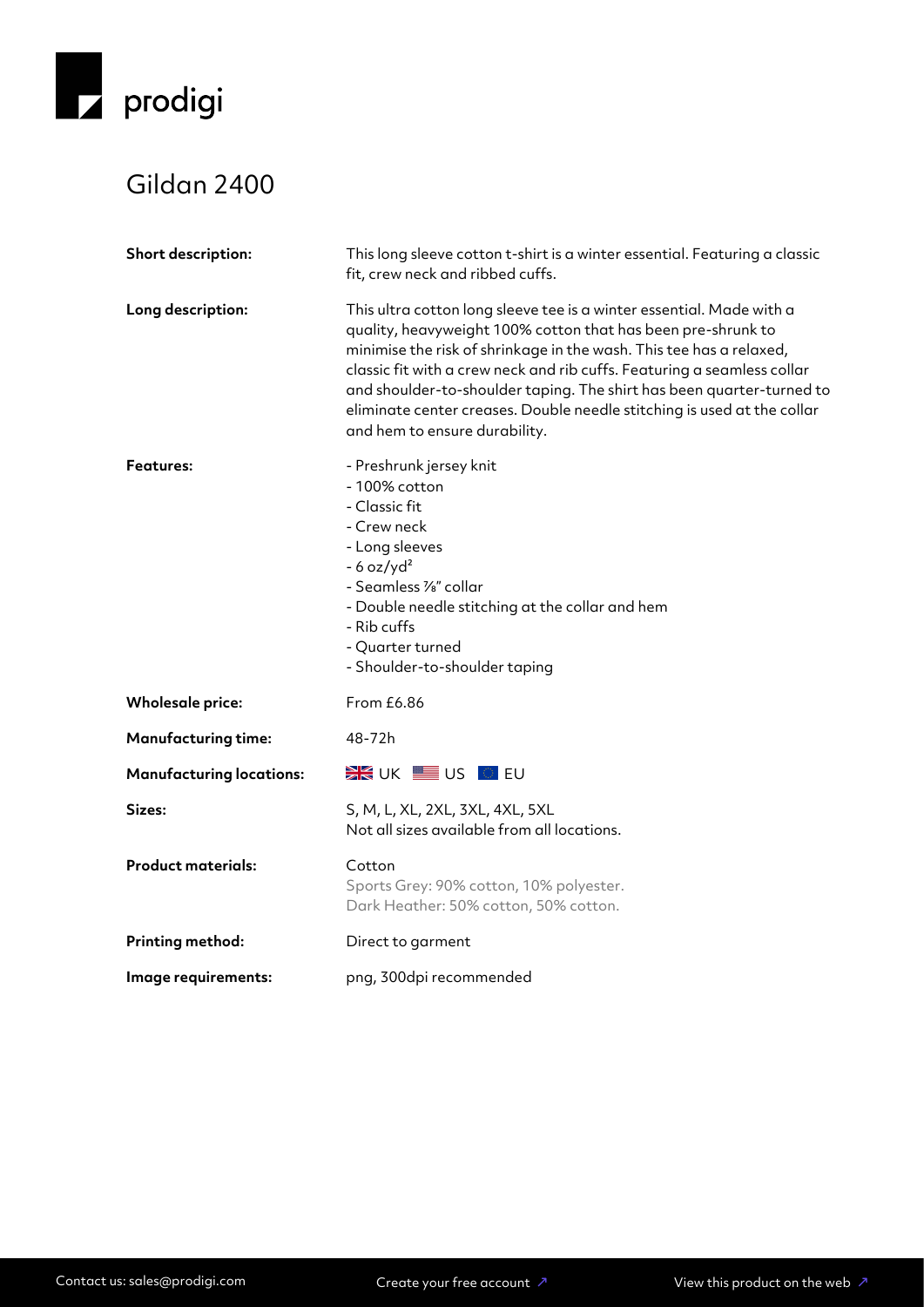prodigi

# Gildan 2400

| | |
|---|---|
| **Short description:** | This long sleeve cotton t-shirt is a winter essential. Featuring a classic fit, crew neck and ribbed cuffs. |
| **Long description:** | This ultra cotton long sleeve tee is a winter essential. Made with a quality, heavyweight 100% cotton that has been pre-shrunk to minimise the risk of shrinkage in the wash. This tee has a relaxed, classic fit with a crew neck and rib cuffs. Featuring a seamless collar and shoulder-to-shoulder taping. The shirt has been quarter-turned to eliminate center creases. Double needle stitching is used at the collar and hem to ensure durability. |
| **Features:** | - Preshrunk jersey knit<br>- 100% cotton<br>- Classic fit<br>- Crew neck<br>- Long sleeves<br>- 6 oz/yd²<br>- Seamless ⅞" collar<br>- Double needle stitching at the collar and hem<br>- Rib cuffs<br>- Quarter turned<br>- Shoulder-to-shoulder taping |
| **Wholesale price:** | From £6.86 |
| **Manufacturing time:** | 48-72h |
| **Manufacturing locations:** | UK, US, EU |
| **Sizes:** | S, M, L, XL, 2XL, 3XL, 4XL, 5XL<br>Not all sizes available from all locations. |
| **Product materials:** | Cotton<br>Sports Grey: 90% cotton, 10% polyester.<br>Dark Heather: 50% cotton, 50% cotton. |
| **Printing method:** | Direct to garment |
| **Image requirements:** | png, 300dpi recommended |

Contact us: sales@prodigi.com

Create your free account ↗

View this product on the web ↗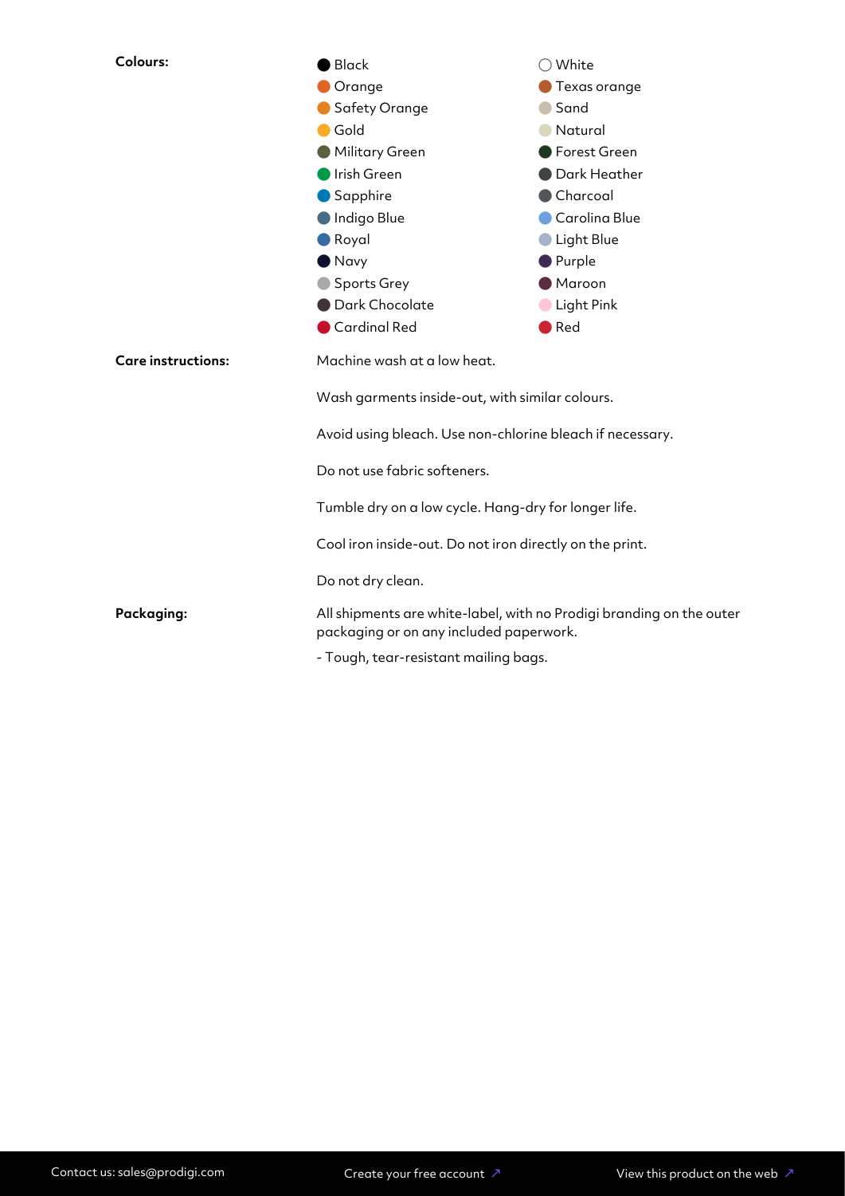**Colours:**

- Black
- White
- Orange
- Texas orange
- Safety Orange
- Sand
- Gold
- Natural
- Military Green
- Forest Green
- Irish Green
- Dark Heather
- Sapphire
- Charcoal
- Indigo Blue
- Carolina Blue
- Royal
- Light Blue
- Navy
- Purple
- Sports Grey
- Maroon
- Dark Chocolate
- Light Pink
- Cardinal Red
- Red

**Care instructions:**

Machine wash at a low heat.

Wash garments inside-out, with similar colours.

Avoid using bleach. Use non-chlorine bleach if necessary.

Do not use fabric softeners.

Tumble dry on a low cycle. Hang-dry for longer life.

Cool iron inside-out. Do not iron directly on the print.

Do not dry clean.

**Packaging:**

All shipments are white-label, with no Prodigi branding on the outer packaging or on any included paperwork.

- Tough, tear-resistant mailing bags.

Contact us: sales@prodigi.com

Create your free account ↗

View this product on the web ↗